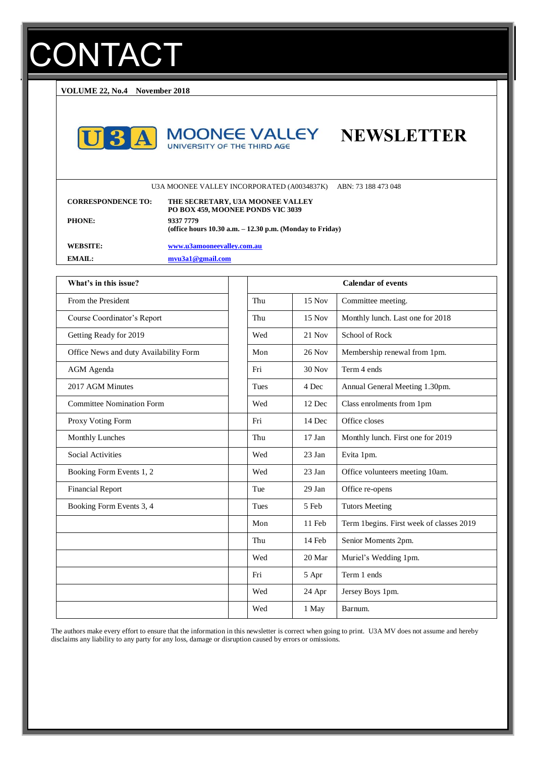# CONTACT

**VOLUME 22, No.4 November 2018**

## MOONEE VALLEY
UNIVERSITY OF THE THIRD AGE

# NEWSLETTER

U3A MOONEE VALLEY INCORPORATED (A0034837K) ABN: 73 188 473 048

| | |
|---|---|
| **CORRESPONDENCE TO:** | **THE SECRETARY, U3A MOONEE VALLEY PO BOX 459, MOONEE PONDS VIC 3039** |
| **PHONE:** | **9337 7779 (office hours 10.30 a.m. – 12.30 p.m. (Monday to Friday)** |
| **WEBSITE:** | **www.u3amooneevalley.com.au** |
| **EMAIL:** | **mvu3a1@gmail.com** |

| What's in this issue? |
|---|
| From the President |
| Course Coordinator's Report |
| Getting Ready for 2019 |
| Office News and duty Availability Form |
| AGM Agenda |
| 2017 AGM Minutes |
| Committee Nomination Form |
| Proxy Voting Form |
| Monthly Lunches |
| Social Activities |
| Booking Form Events 1, 2 |
| Financial Report |
| Booking Form Events 3, 4 |

| Calendar of events | | |
|---|---|---|
| Thu | 15 Nov | Committee meeting. |
| Thu | 15 Nov | Monthly lunch. Last one for 2018 |
| Wed | 21 Nov | School of Rock |
| Mon | 26 Nov | Membership renewal from 1pm. |
| Fri | 30 Nov | Term 4 ends |
| Tues | 4 Dec | Annual General Meeting 1.30pm. |
| Wed | 12 Dec | Class enrolments from 1pm |
| Fri | 14 Dec | Office closes |
| Thu | 17 Jan | Monthly lunch. First one for 2019 |
| Wed | 23 Jan | Evita 1pm. |
| Wed | 23 Jan | Office volunteers meeting 10am. |
| Tue | 29 Jan | Office re-opens |
| Tues | 5 Feb | Tutors Meeting |
| Mon | 11 Feb | Term 1begins. First week of classes 2019 |
| Thu | 14 Feb | Senior Moments 2pm. |
| Wed | 20 Mar | Muriel's Wedding 1pm. |
| Fri | 5 Apr | Term 1 ends |
| Wed | 24 Apr | Jersey Boys 1pm. |
| Wed | 1 May | Barnum. |

The authors make every effort to ensure that the information in this newsletter is correct when going to print. U3A MV does not assume and hereby disclaims any liability to any party for any loss, damage or disruption caused by errors or omissions.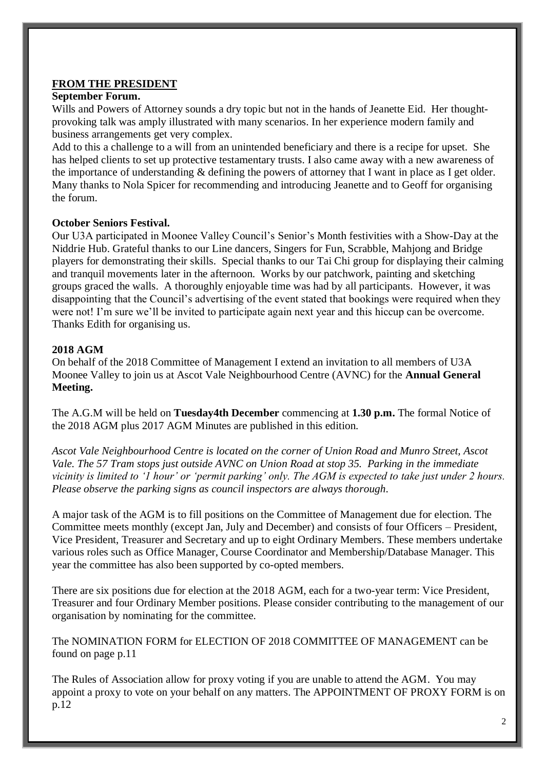## FROM THE PRESIDENT

### September Forum.

Wills and Powers of Attorney sounds a dry topic but not in the hands of Jeanette Eid. Her thought-provoking talk was amply illustrated with many scenarios. In her experience modern family and business arrangements get very complex.

Add to this a challenge to a will from an unintended beneficiary and there is a recipe for upset. She has helped clients to set up protective testamentary trusts. I also came away with a new awareness of the importance of understanding & defining the powers of attorney that I want in place as I get older. Many thanks to Nola Spicer for recommending and introducing Jeanette and to Geoff for organising the forum.

### October Seniors Festival.

Our U3A participated in Moonee Valley Council's Senior's Month festivities with a Show-Day at the Niddrie Hub. Grateful thanks to our Line dancers, Singers for Fun, Scrabble, Mahjong and Bridge players for demonstrating their skills. Special thanks to our Tai Chi group for displaying their calming and tranquil movements later in the afternoon. Works by our patchwork, painting and sketching groups graced the walls. A thoroughly enjoyable time was had by all participants. However, it was disappointing that the Council's advertising of the event stated that bookings were required when they were not! I'm sure we'll be invited to participate again next year and this hiccup can be overcome. Thanks Edith for organising us.

### 2018 AGM

On behalf of the 2018 Committee of Management I extend an invitation to all members of U3A Moonee Valley to join us at Ascot Vale Neighbourhood Centre (AVNC) for the **Annual General Meeting.**

The A.G.M will be held on **Tuesday4th December** commencing at **1.30 p.m.** The formal Notice of the 2018 AGM plus 2017 AGM Minutes are published in this edition.

*Ascot Vale Neighbourhood Centre is located on the corner of Union Road and Munro Street, Ascot Vale. The 57 Tram stops just outside AVNC on Union Road at stop 35. Parking in the immediate vicinity is limited to '1 hour' or 'permit parking' only. The AGM is expected to take just under 2 hours. Please observe the parking signs as council inspectors are always thorough.*

A major task of the AGM is to fill positions on the Committee of Management due for election. The Committee meets monthly (except Jan, July and December) and consists of four Officers – President, Vice President, Treasurer and Secretary and up to eight Ordinary Members. These members undertake various roles such as Office Manager, Course Coordinator and Membership/Database Manager. This year the committee has also been supported by co-opted members.

There are six positions due for election at the 2018 AGM, each for a two-year term: Vice President, Treasurer and four Ordinary Member positions. Please consider contributing to the management of our organisation by nominating for the committee.

The NOMINATION FORM for ELECTION OF 2018 COMMITTEE OF MANAGEMENT can be found on page p.11

The Rules of Association allow for proxy voting if you are unable to attend the AGM. You may appoint a proxy to vote on your behalf on any matters. The APPOINTMENT OF PROXY FORM is on p.12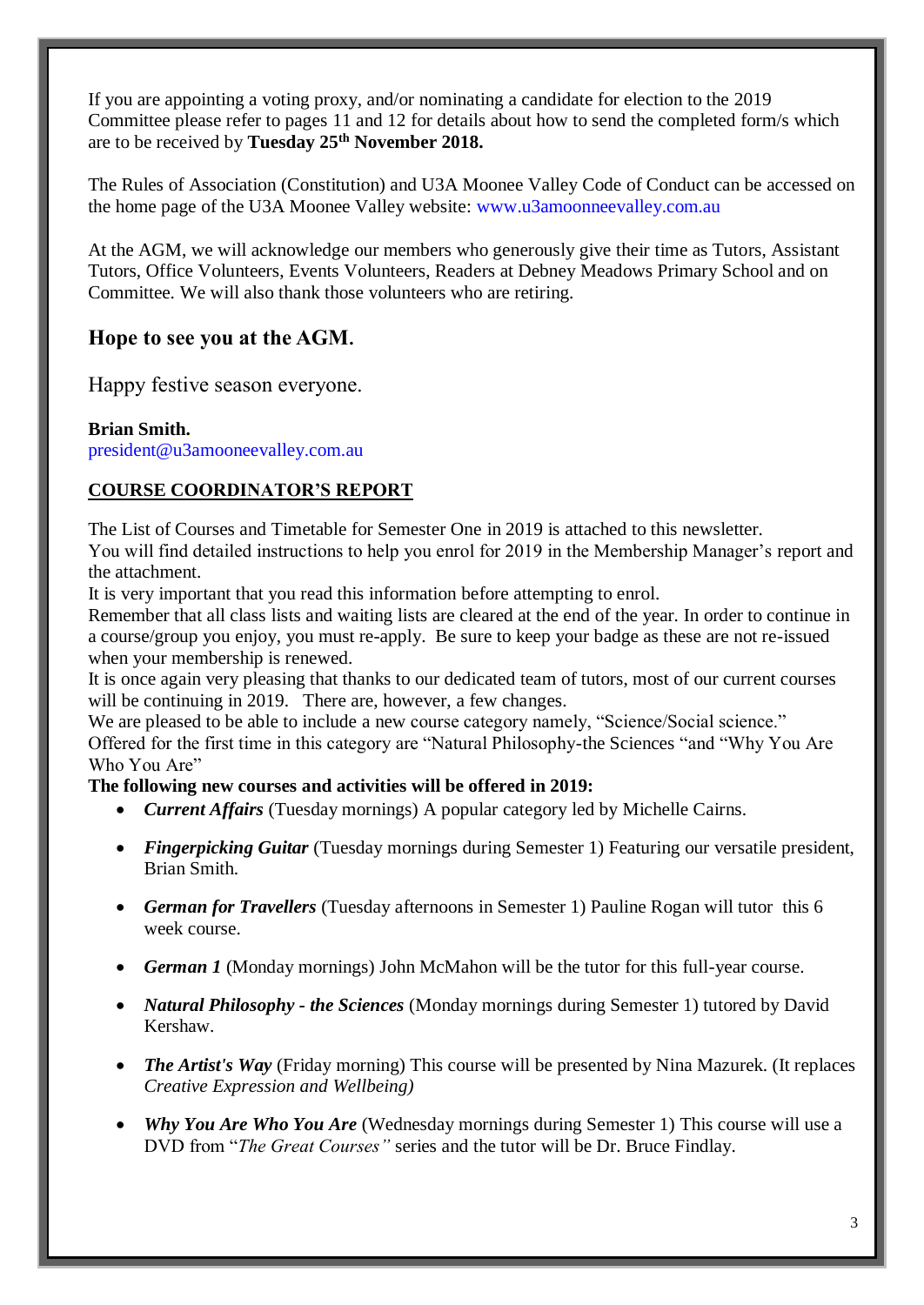If you are appointing a voting proxy, and/or nominating a candidate for election to the 2019 Committee please refer to pages 11 and 12 for details about how to send the completed form/s which are to be received by **Tuesday 25th November 2018.**

The Rules of Association (Constitution) and U3A Moonee Valley Code of Conduct can be accessed on the home page of the U3A Moonee Valley website: www.u3amoonneevalley.com.au

At the AGM, we will acknowledge our members who generously give their time as Tutors, Assistant Tutors, Office Volunteers, Events Volunteers, Readers at Debney Meadows Primary School and on Committee. We will also thank those volunteers who are retiring.

**Hope to see you at the AGM.**

Happy festive season everyone.

**Brian Smith.**
president@u3amooneevalley.com.au

## COURSE COORDINATOR'S REPORT

The List of Courses and Timetable for Semester One in 2019 is attached to this newsletter.
You will find detailed instructions to help you enrol for 2019 in the Membership Manager's report and the attachment.
It is very important that you read this information before attempting to enrol.
Remember that all class lists and waiting lists are cleared at the end of the year. In order to continue in a course/group you enjoy, you must re-apply. Be sure to keep your badge as these are not re-issued when your membership is renewed.
It is once again very pleasing that thanks to our dedicated team of tutors, most of our current courses will be continuing in 2019. There are, however, a few changes.
We are pleased to be able to include a new course category namely, "Science/Social science."
Offered for the first time in this category are "Natural Philosophy-the Sciences "and "Why You Are Who You Are"

**The following new courses and activities will be offered in 2019:**

- ***Current Affairs*** (Tuesday mornings) A popular category led by Michelle Cairns.
- ***Fingerpicking Guitar*** (Tuesday mornings during Semester 1) Featuring our versatile president, Brian Smith.
- ***German for Travellers*** (Tuesday afternoons in Semester 1) Pauline Rogan will tutor this 6 week course.
- ***German 1*** (Monday mornings) John McMahon will be the tutor for this full-year course.
- ***Natural Philosophy - the Sciences*** (Monday mornings during Semester 1) tutored by David Kershaw.
- ***The Artist's Way*** (Friday morning) This course will be presented by Nina Mazurek. (It replaces *Creative Expression and Wellbeing)*
- ***Why You Are Who You Are*** (Wednesday mornings during Semester 1) This course will use a DVD from "*The Great Courses"* series and the tutor will be Dr. Bruce Findlay.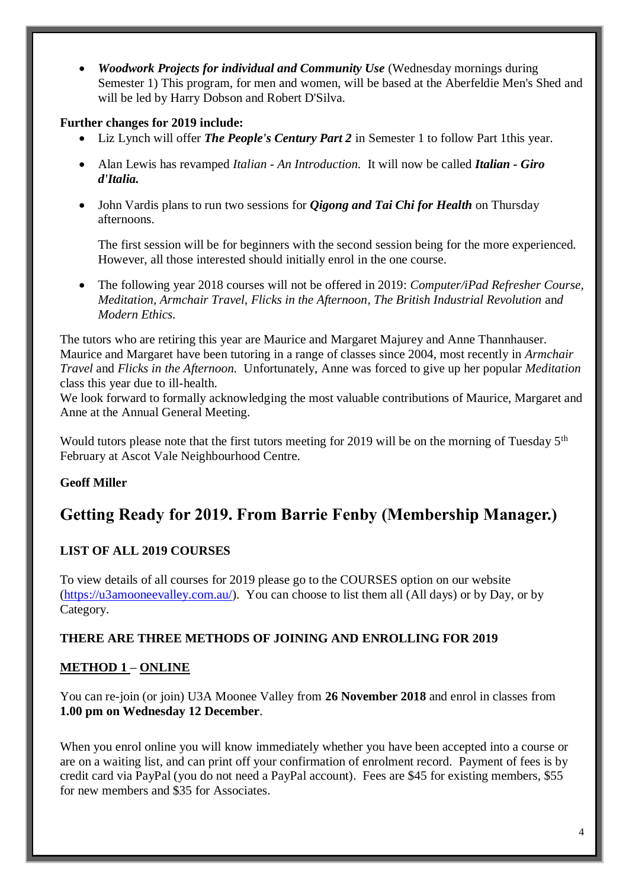- ***Woodwork Projects for individual and Community Use*** (Wednesday mornings during Semester 1) This program, for men and women, will be based at the Aberfeldie Men's Shed and will be led by Harry Dobson and Robert D'Silva.

**Further changes for 2019 include:**

- Liz Lynch will offer ***The People's Century Part 2*** in Semester 1 to follow Part 1this year.
- Alan Lewis has revamped *Italian - An Introduction.* It will now be called ***Italian - Giro d'Italia.***
- John Vardis plans to run two sessions for ***Qigong and Tai Chi for Health*** on Thursday afternoons.

  The first session will be for beginners with the second session being for the more experienced. However, all those interested should initially enrol in the one course.

- The following year 2018 courses will not be offered in 2019: *Computer/iPad Refresher Course*, *Meditation, Armchair Travel, Flicks in the Afternoon*, *The British Industrial Revolution* and *Modern Ethics.*

The tutors who are retiring this year are Maurice and Margaret Majurey and Anne Thannhauser. Maurice and Margaret have been tutoring in a range of classes since 2004, most recently in *Armchair Travel* and *Flicks in the Afternoon.* Unfortunately, Anne was forced to give up her popular *Meditation* class this year due to ill-health.
We look forward to formally acknowledging the most valuable contributions of Maurice, Margaret and Anne at the Annual General Meeting.

Would tutors please note that the first tutors meeting for 2019 will be on the morning of Tuesday 5th February at Ascot Vale Neighbourhood Centre.

**Geoff Miller**

## Getting Ready for 2019. From Barrie Fenby (Membership Manager.)

**LIST OF ALL 2019 COURSES**

To view details of all courses for 2019 please go to the COURSES option on our website (https://u3amooneevalley.com.au/). You can choose to list them all (All days) or by Day, or by Category.

**THERE ARE THREE METHODS OF JOINING AND ENROLLING FOR 2019**

**METHOD 1 – ONLINE**

You can re-join (or join) U3A Moonee Valley from **26 November 2018** and enrol in classes from **1.00 pm on Wednesday 12 December**.

When you enrol online you will know immediately whether you have been accepted into a course or are on a waiting list, and can print off your confirmation of enrolment record. Payment of fees is by credit card via PayPal (you do not need a PayPal account). Fees are $45 for existing members, $55 for new members and $35 for Associates.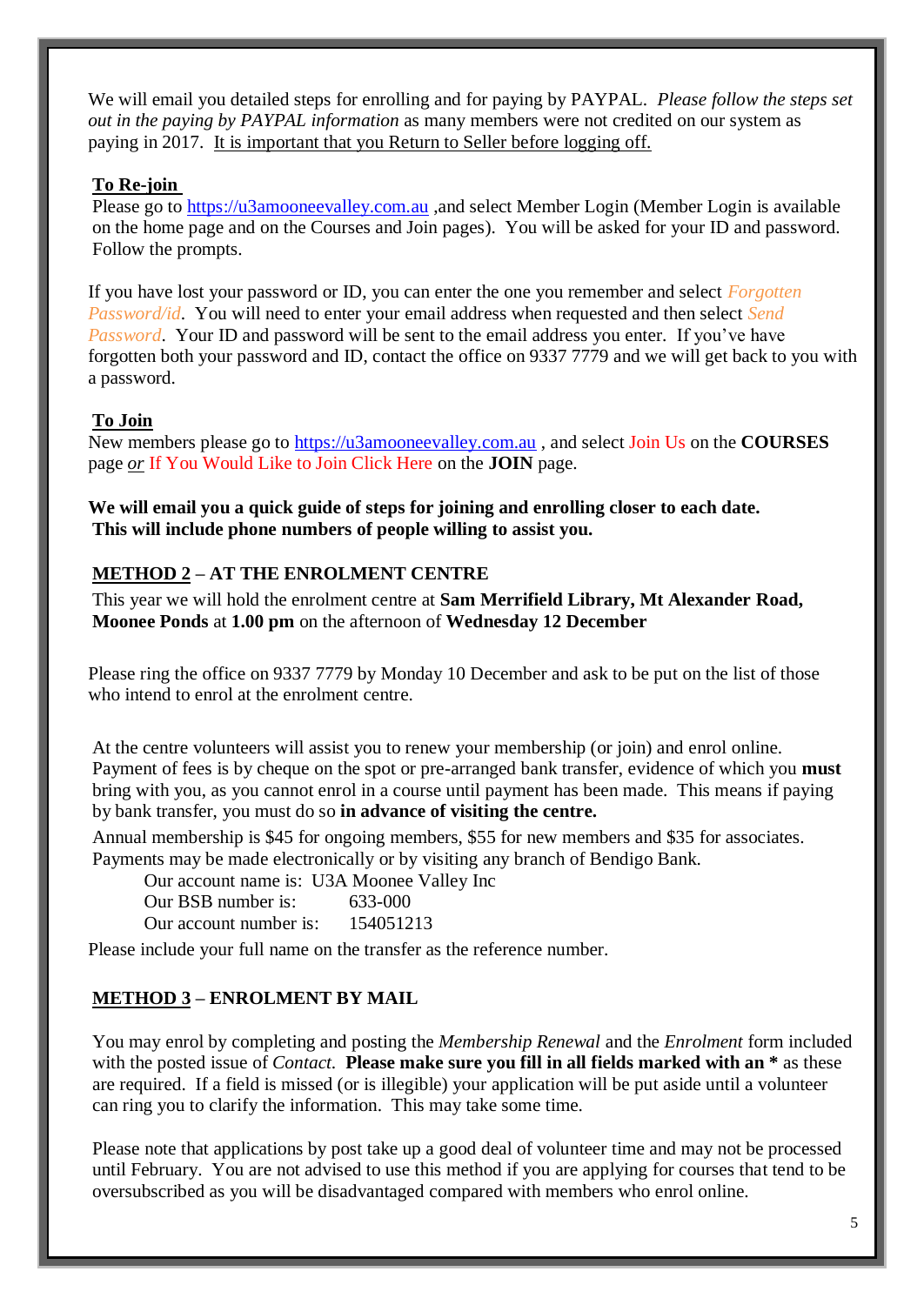We will email you detailed steps for enrolling and for paying by PAYPAL. *Please follow the steps set out in the paying by PAYPAL information* as many members were not credited on our system as paying in 2017. It is important that you Return to Seller before logging off.

**To Re-join**

Please go to https://u3amooneevalley.com.au ,and select Member Login (Member Login is available on the home page and on the Courses and Join pages). You will be asked for your ID and password. Follow the prompts.

If you have lost your password or ID, you can enter the one you remember and select *Forgotten Password/id*. You will need to enter your email address when requested and then select *Send Password*. Your ID and password will be sent to the email address you enter. If you've have forgotten both your password and ID, contact the office on 9337 7779 and we will get back to you with a password.

**To Join**

New members please go to https://u3amooneevalley.com.au , and select Join Us on the **COURSES** page *or* If You Would Like to Join Click Here on the **JOIN** page.

**We will email you a quick guide of steps for joining and enrolling closer to each date. This will include phone numbers of people willing to assist you.**

**METHOD 2 – AT THE ENROLMENT CENTRE**

This year we will hold the enrolment centre at **Sam Merrifield Library, Mt Alexander Road, Moonee Ponds** at **1.00 pm** on the afternoon of **Wednesday 12 December**

Please ring the office on 9337 7779 by Monday 10 December and ask to be put on the list of those who intend to enrol at the enrolment centre.

At the centre volunteers will assist you to renew your membership (or join) and enrol online. Payment of fees is by cheque on the spot or pre-arranged bank transfer, evidence of which you **must** bring with you, as you cannot enrol in a course until payment has been made. This means if paying by bank transfer, you must do so **in advance of visiting the centre.**

Annual membership is $45 for ongoing members, $55 for new members and $35 for associates. Payments may be made electronically or by visiting any branch of Bendigo Bank.

Our account name is: U3A Moonee Valley Inc
Our BSB number is: 633-000
Our account number is: 154051213

Please include your full name on the transfer as the reference number.

**METHOD 3 – ENROLMENT BY MAIL**

You may enrol by completing and posting the *Membership Renewal* and the *Enrolment* form included with the posted issue of *Contact*. **Please make sure you fill in all fields marked with an *** as these are required. If a field is missed (or is illegible) your application will be put aside until a volunteer can ring you to clarify the information. This may take some time.

Please note that applications by post take up a good deal of volunteer time and may not be processed until February. You are not advised to use this method if you are applying for courses that tend to be oversubscribed as you will be disadvantaged compared with members who enrol online.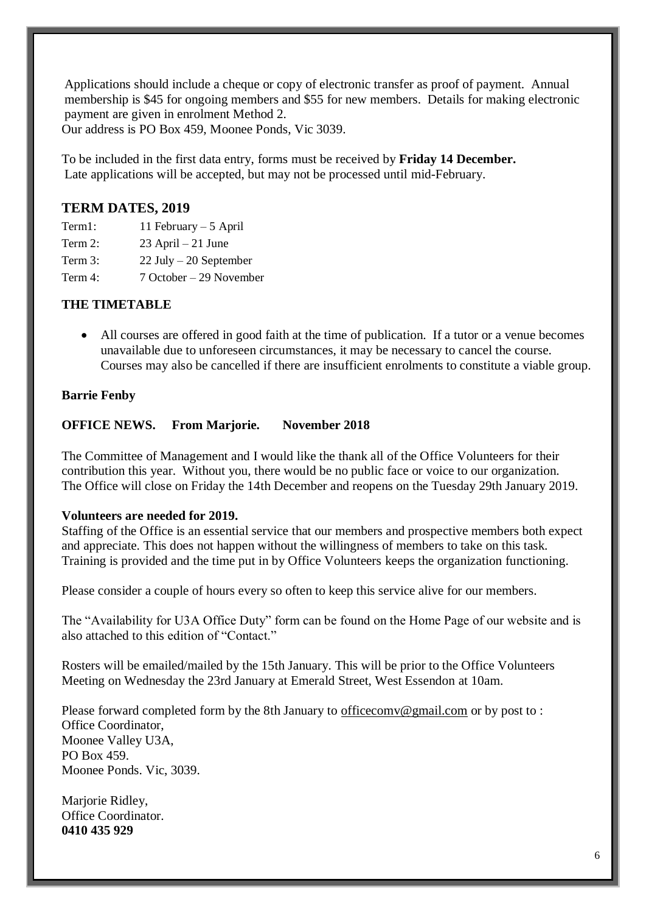Applications should include a cheque or copy of electronic transfer as proof of payment. Annual membership is $45 for ongoing members and $55 for new members. Details for making electronic payment are given in enrolment Method 2.
Our address is PO Box 459, Moonee Ponds, Vic 3039.

To be included in the first data entry, forms must be received by **Friday 14 December.**
Late applications will be accepted, but may not be processed until mid-February.

## TERM DATES, 2019

| | |
|---|---|
| Term1: | 11 February – 5 April |
| Term 2: | 23 April – 21 June |
| Term 3: | 22 July – 20 September |
| Term 4: | 7 October – 29 November |

### THE TIMETABLE

- All courses are offered in good faith at the time of publication. If a tutor or a venue becomes unavailable due to unforeseen circumstances, it may be necessary to cancel the course. Courses may also be cancelled if there are insufficient enrolments to constitute a viable group.

**Barrie Fenby**

### OFFICE NEWS. From Marjorie. November 2018

The Committee of Management and I would like the thank all of the Office Volunteers for their contribution this year. Without you, there would be no public face or voice to our organization. The Office will close on Friday the 14th December and reopens on the Tuesday 29th January 2019.

**Volunteers are needed for 2019.**
Staffing of the Office is an essential service that our members and prospective members both expect and appreciate. This does not happen without the willingness of members to take on this task. Training is provided and the time put in by Office Volunteers keeps the organization functioning.

Please consider a couple of hours every so often to keep this service alive for our members.

The "Availability for U3A Office Duty" form can be found on the Home Page of our website and is also attached to this edition of "Contact."

Rosters will be emailed/mailed by the 15th January. This will be prior to the Office Volunteers Meeting on Wednesday the 23rd January at Emerald Street, West Essendon at 10am.

Please forward completed form by the 8th January to officecomv@gmail.com or by post to :
Office Coordinator,
Moonee Valley U3A,
PO Box 459.
Moonee Ponds. Vic, 3039.

Marjorie Ridley,
Office Coordinator.
**0410 435 929**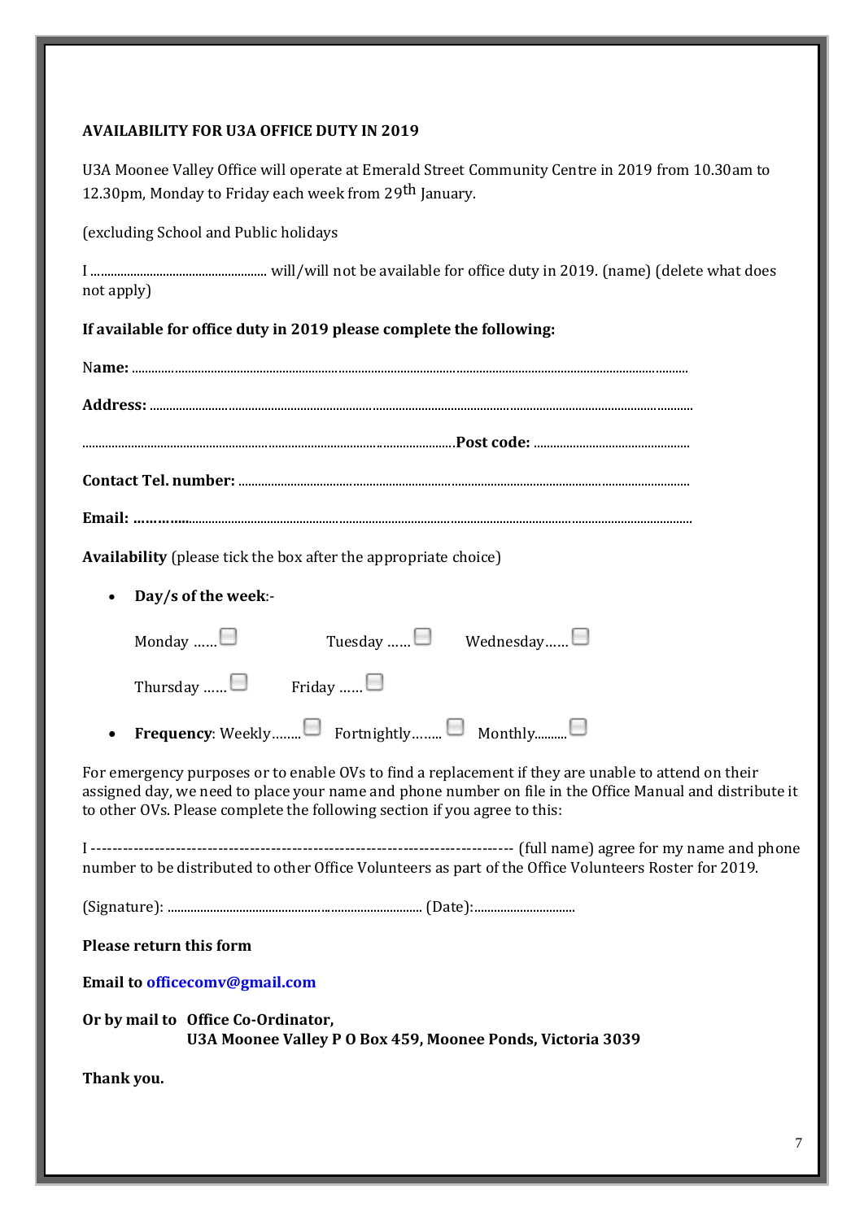**AVAILABILITY FOR U3A OFFICE DUTY IN 2019**

U3A Moonee Valley Office will operate at Emerald Street Community Centre in 2019 from 10.30am to 12.30pm, Monday to Friday each week from 29th January.

(excluding School and Public holidays

I ...................................................... will/will not be available for office duty in 2019. (name) (delete what does not apply)

**If available for office duty in 2019 please complete the following:**

**Name:** ...............................................................................................................................................................

**Address:** ..........................................................................................................................................................

............................................................................................................................**Post code:** ................................................

**Contact Tel. number:** ........................................................................................................................................

**Email: ..............**.................................................................................................................................................

**Availability** (please tick the box after the appropriate choice)

- **Day/s of the week**:-

  Monday ...... ☐ Tuesday ...... ☐ Wednesday...... ☐

  Thursday ...... ☐ Friday ...... ☐

- **Frequency**: Weekly........ ☐ Fortnightly........ ☐ Monthly.......... ☐

For emergency purposes or to enable OVs to find a replacement if they are unable to attend on their assigned day, we need to place your name and phone number on file in the Office Manual and distribute it to other OVs. Please complete the following section if you agree to this:

I ------------------------------------------------------------------------------- (full name) agree for my name and phone number to be distributed to other Office Volunteers as part of the Office Volunteers Roster for 2019.

(Signature): ................................................................................ (Date):...............................

**Please return this form**

**Email to officecomv@gmail.com**

**Or by mail to Office Co-Ordinator,**
**U3A Moonee Valley P O Box 459, Moonee Ponds, Victoria 3039**

**Thank you.**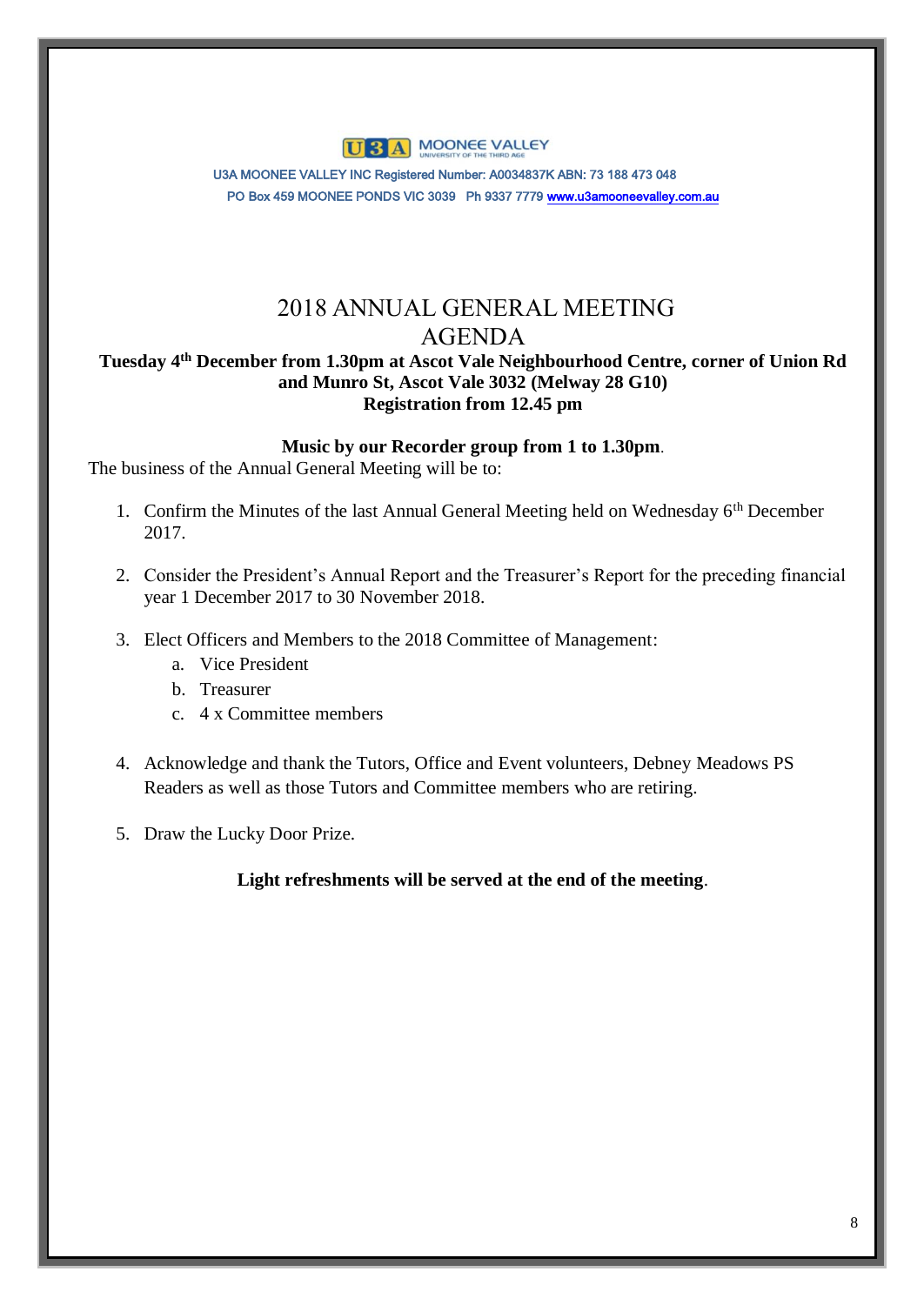U3A MOONEE VALLEY
UNIVERSITY OF THE THIRD AGE

U3A MOONEE VALLEY INC Registered Number: A0034837K ABN: 73 188 473 048

PO Box 459 MOONEE PONDS VIC 3039 Ph 9337 7779 [www.u3amooneevalley.com.au](http://www.u3amooneevalley.com.au)

# 2018 ANNUAL GENERAL MEETING
# AGENDA

**Tuesday 4th December from 1.30pm at Ascot Vale Neighbourhood Centre, corner of Union Rd and Munro St, Ascot Vale 3032 (Melway 28 G10)**
**Registration from 12.45 pm**

**Music by our Recorder group from 1 to 1.30pm**.

The business of the Annual General Meeting will be to:

1. Confirm the Minutes of the last Annual General Meeting held on Wednesday 6th December 2017.

2. Consider the President's Annual Report and the Treasurer's Report for the preceding financial year 1 December 2017 to 30 November 2018.

3. Elect Officers and Members to the 2018 Committee of Management:
   a. Vice President
   b. Treasurer
   c. 4 x Committee members

4. Acknowledge and thank the Tutors, Office and Event volunteers, Debney Meadows PS Readers as well as those Tutors and Committee members who are retiring.

5. Draw the Lucky Door Prize.

**Light refreshments will be served at the end of the meeting**.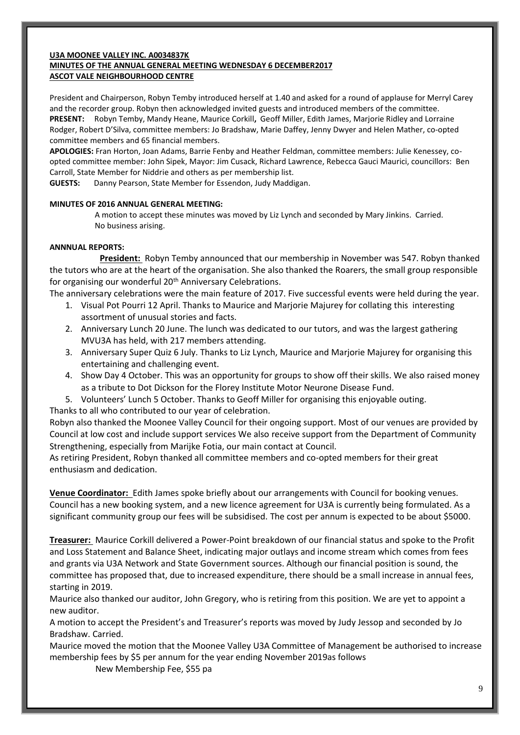**U3A MOONEE VALLEY INC. A0034837K**
**MINUTES OF THE ANNUAL GENERAL MEETING WEDNESDAY 6 DECEMBER2017**
**ASCOT VALE NEIGHBOURHOOD CENTRE**

President and Chairperson, Robyn Temby introduced herself at 1.40 and asked for a round of applause for Merryl Carey and the recorder group. Robyn then acknowledged invited guests and introduced members of the committee.

**PRESENT:** Robyn Temby, Mandy Heane, Maurice Corkill**,** Geoff Miller, Edith James, Marjorie Ridley and Lorraine Rodger, Robert D'Silva, committee members: Jo Bradshaw, Marie Daffey, Jenny Dwyer and Helen Mather, co-opted committee members and 65 financial members.

**APOLOGIES:** Fran Horton, Joan Adams, Barrie Fenby and Heather Feldman, committee members: Julie Kenessey, co-opted committee member: John Sipek, Mayor: Jim Cusack, Richard Lawrence, Rebecca Gauci Maurici, councillors: Ben Carroll, State Member for Niddrie and others as per membership list.

**GUESTS:** Danny Pearson, State Member for Essendon, Judy Maddigan.

**MINUTES OF 2016 ANNUAL GENERAL MEETING:**

A motion to accept these minutes was moved by Liz Lynch and seconded by Mary Jinkins. Carried.
No business arising.

**ANNNUAL REPORTS:**

**President:** Robyn Temby announced that our membership in November was 547. Robyn thanked the tutors who are at the heart of the organisation. She also thanked the Roarers, the small group responsible for organising our wonderful 20th Anniversary Celebrations.

The anniversary celebrations were the main feature of 2017. Five successful events were held during the year.

1. Visual Pot Pourri 12 April. Thanks to Maurice and Marjorie Majurey for collating this interesting assortment of unusual stories and facts.
2. Anniversary Lunch 20 June. The lunch was dedicated to our tutors, and was the largest gathering MVU3A has held, with 217 members attending.
3. Anniversary Super Quiz 6 July. Thanks to Liz Lynch, Maurice and Marjorie Majurey for organising this entertaining and challenging event.
4. Show Day 4 October. This was an opportunity for groups to show off their skills. We also raised money as a tribute to Dot Dickson for the Florey Institute Motor Neurone Disease Fund.
5. Volunteers' Lunch 5 October. Thanks to Geoff Miller for organising this enjoyable outing.

Thanks to all who contributed to our year of celebration.

Robyn also thanked the Moonee Valley Council for their ongoing support. Most of our venues are provided by Council at low cost and include support services We also receive support from the Department of Community Strengthening, especially from Marijke Fotia, our main contact at Council.

As retiring President, Robyn thanked all committee members and co-opted members for their great enthusiasm and dedication.

**Venue Coordinator:** Edith James spoke briefly about our arrangements with Council for booking venues. Council has a new booking system, and a new licence agreement for U3A is currently being formulated. As a significant community group our fees will be subsidised. The cost per annum is expected to be about $5000.

**Treasurer:** Maurice Corkill delivered a Power-Point breakdown of our financial status and spoke to the Profit and Loss Statement and Balance Sheet, indicating major outlays and income stream which comes from fees and grants via U3A Network and State Government sources. Although our financial position is sound, the committee has proposed that, due to increased expenditure, there should be a small increase in annual fees, starting in 2019.

Maurice also thanked our auditor, John Gregory, who is retiring from this position. We are yet to appoint a new auditor.

A motion to accept the President's and Treasurer's reports was moved by Judy Jessop and seconded by Jo Bradshaw. Carried.

Maurice moved the motion that the Moonee Valley U3A Committee of Management be authorised to increase membership fees by $5 per annum for the year ending November 2019as follows

New Membership Fee, $55 pa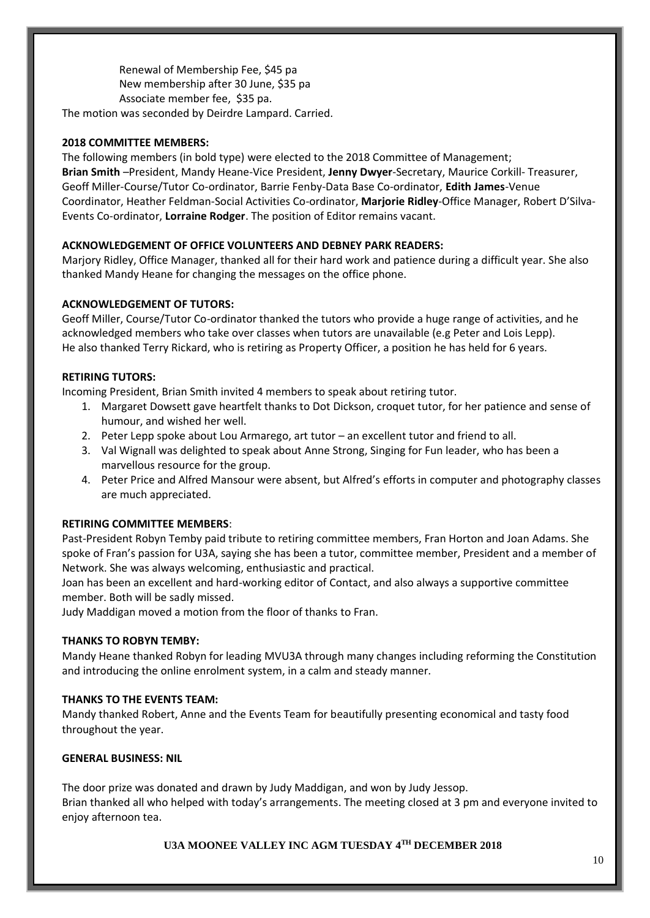Renewal of Membership Fee, $45 pa
New membership after 30 June, $35 pa
Associate member fee, $35 pa.

The motion was seconded by Deirdre Lampard. Carried.

**2018 COMMITTEE MEMBERS:**

The following members (in bold type) were elected to the 2018 Committee of Management;
**Brian Smith** –President, Mandy Heane-Vice President, **Jenny Dwyer**-Secretary, Maurice Corkill- Treasurer, Geoff Miller-Course/Tutor Co-ordinator, Barrie Fenby-Data Base Co-ordinator, **Edith James**-Venue Coordinator, Heather Feldman-Social Activities Co-ordinator, **Marjorie Ridley**-Office Manager, Robert D'Silva-Events Co-ordinator, **Lorraine Rodger**. The position of Editor remains vacant.

**ACKNOWLEDGEMENT OF OFFICE VOLUNTEERS AND DEBNEY PARK READERS:**

Marjory Ridley, Office Manager, thanked all for their hard work and patience during a difficult year. She also thanked Mandy Heane for changing the messages on the office phone.

**ACKNOWLEDGEMENT OF TUTORS:**

Geoff Miller, Course/Tutor Co-ordinator thanked the tutors who provide a huge range of activities, and he acknowledged members who take over classes when tutors are unavailable (e.g Peter and Lois Lepp).
He also thanked Terry Rickard, who is retiring as Property Officer, a position he has held for 6 years.

**RETIRING TUTORS:**

Incoming President, Brian Smith invited 4 members to speak about retiring tutor.

1. Margaret Dowsett gave heartfelt thanks to Dot Dickson, croquet tutor, for her patience and sense of humour, and wished her well.
2. Peter Lepp spoke about Lou Armarego, art tutor – an excellent tutor and friend to all.
3. Val Wignall was delighted to speak about Anne Strong, Singing for Fun leader, who has been a marvellous resource for the group.
4. Peter Price and Alfred Mansour were absent, but Alfred's efforts in computer and photography classes are much appreciated.

**RETIRING COMMITTEE MEMBERS**:

Past-President Robyn Temby paid tribute to retiring committee members, Fran Horton and Joan Adams. She spoke of Fran's passion for U3A, saying she has been a tutor, committee member, President and a member of Network. She was always welcoming, enthusiastic and practical.

Joan has been an excellent and hard-working editor of Contact, and also always a supportive committee member. Both will be sadly missed.

Judy Maddigan moved a motion from the floor of thanks to Fran.

**THANKS TO ROBYN TEMBY:**

Mandy Heane thanked Robyn for leading MVU3A through many changes including reforming the Constitution and introducing the online enrolment system, in a calm and steady manner.

**THANKS TO THE EVENTS TEAM:**

Mandy thanked Robert, Anne and the Events Team for beautifully presenting economical and tasty food throughout the year.

**GENERAL BUSINESS: NIL**

The door prize was donated and drawn by Judy Maddigan, and won by Judy Jessop.
Brian thanked all who helped with today's arrangements. The meeting closed at 3 pm and everyone invited to enjoy afternoon tea.

**U3A MOONEE VALLEY INC AGM TUESDAY 4TH DECEMBER 2018**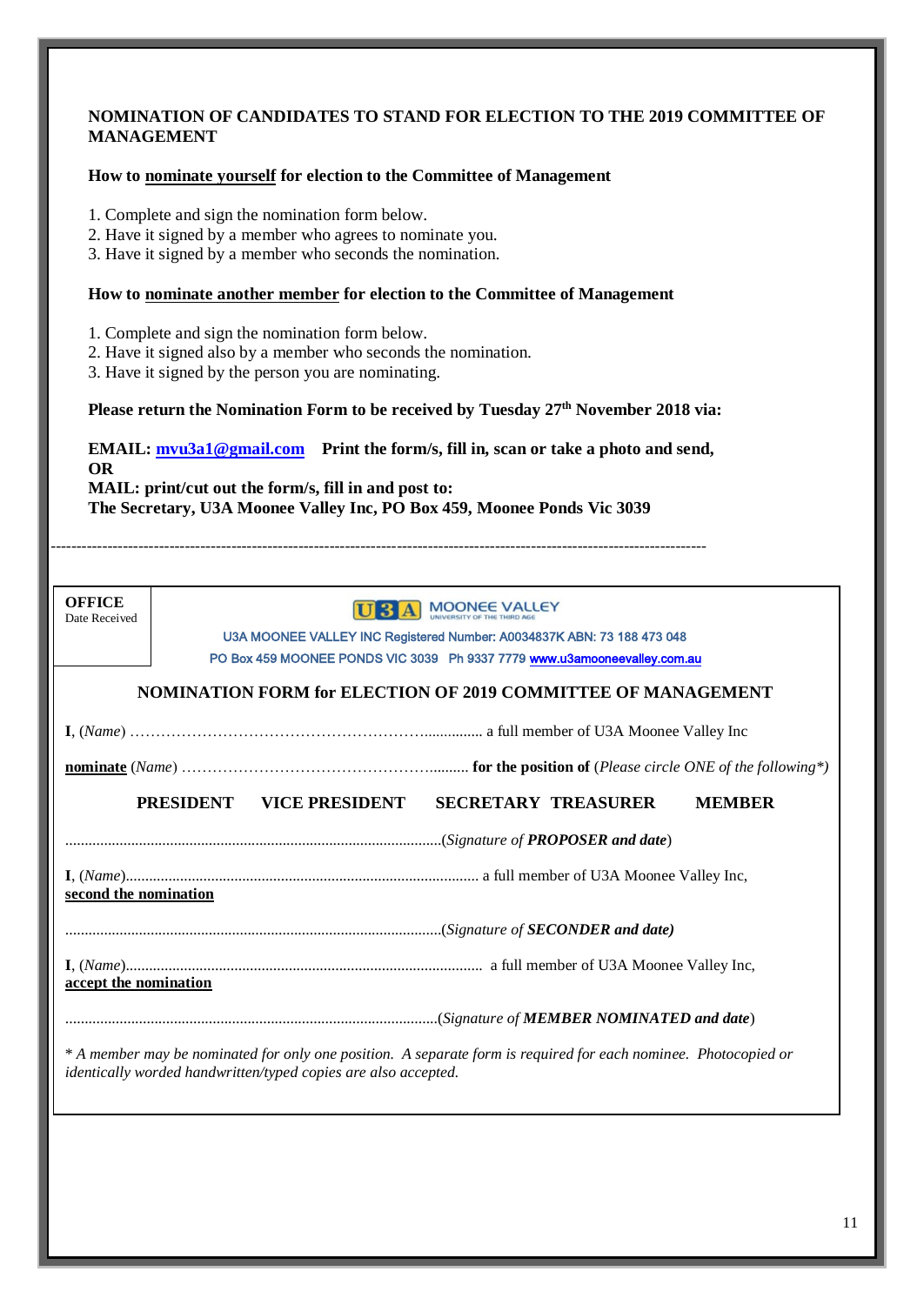## NOMINATION OF CANDIDATES TO STAND FOR ELECTION TO THE 2019 COMMITTEE OF MANAGEMENT

**How to nominate yourself for election to the Committee of Management**

1. Complete and sign the nomination form below.
2. Have it signed by a member who agrees to nominate you.
3. Have it signed by a member who seconds the nomination.

**How to nominate another member for election to the Committee of Management**

1. Complete and sign the nomination form below.
2. Have it signed also by a member who seconds the nomination.
3. Have it signed by the person you are nominating.

**Please return the Nomination Form to be received by Tuesday 27th November 2018 via:**

**EMAIL: mvu3a1@gmail.com Print the form/s, fill in, scan or take a photo and send,**
**OR**
**MAIL: print/cut out the form/s, fill in and post to:**
**The Secretary, U3A Moonee Valley Inc, PO Box 459, Moonee Ponds Vic 3039**

---

**OFFICE**
Date Received

U3A MOONEE VALLEY

U3A MOONEE VALLEY INC Registered Number: A0034837K ABN: 73 188 473 048
PO Box 459 MOONEE PONDS VIC 3039 Ph 9337 7779 www.u3amooneevalley.com.au

### NOMINATION FORM for ELECTION OF 2019 COMMITTEE OF MANAGEMENT

**I**, (*Name*) ……………………………………………………............. a full member of U3A Moonee Valley Inc

**nominate** (*Name*) ……………………………………………......... **for the position of** (*Please circle ONE of the following\**)

**PRESIDENT VICE PRESIDENT SECRETARY TREASURER MEMBER**

................................................................................................(*Signature of **PROPOSER and date***)

**I**, (*Name*).......................................................................................... a full member of U3A Moonee Valley Inc,
**second the nomination**

................................................................................................(*Signature of **SECONDER and date)***

**I**, (*Name*)........................................................................................... a full member of U3A Moonee Valley Inc,
**accept the nomination**

...............................................................................................(*Signature of **MEMBER NOMINATED and date***)

*\* A member may be nominated for only one position. A separate form is required for each nominee. Photocopied or identically worded handwritten/typed copies are also accepted.*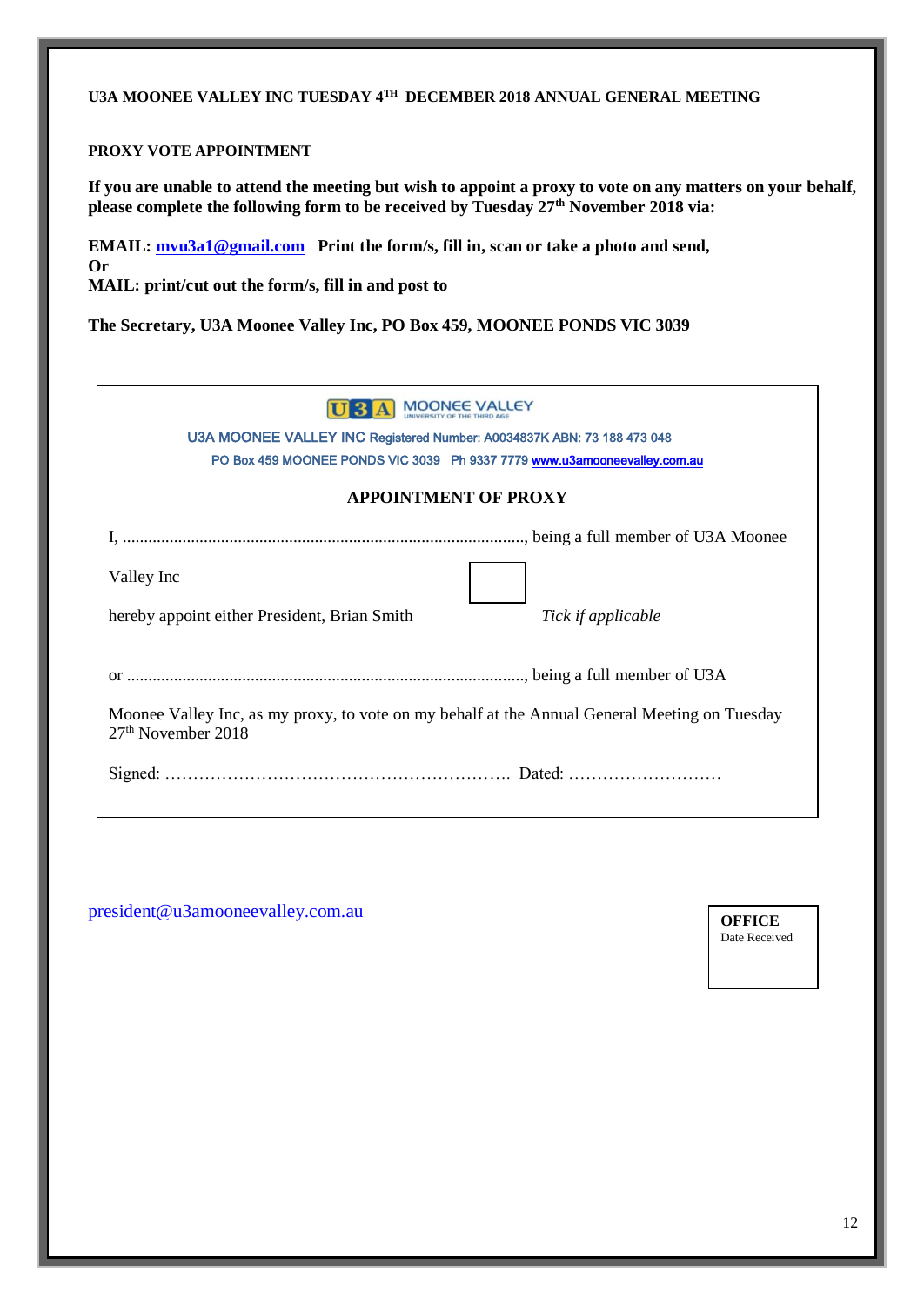**U3A MOONEE VALLEY INC TUESDAY 4TH DECEMBER 2018 ANNUAL GENERAL MEETING**

**PROXY VOTE APPOINTMENT**

**If you are unable to attend the meeting but wish to appoint a proxy to vote on any matters on your behalf, please complete the following form to be received by Tuesday 27th November 2018 via:**

**EMAIL: mvu3a1@gmail.com Print the form/s, fill in, scan or take a photo and send,**
**Or**
**MAIL: print/cut out the form/s, fill in and post to**

**The Secretary, U3A Moonee Valley Inc, PO Box 459, MOONEE PONDS VIC 3039**

---

U3A MOONEE VALLEY
UNIVERSITY OF THE THIRD AGE

U3A MOONEE VALLEY INC Registered Number: A0034837K ABN: 73 188 473 048
PO Box 459 MOONEE PONDS VIC 3039 Ph 9337 7779 www.u3amooneevalley.com.au

**APPOINTMENT OF PROXY**

I, ..............................................................................................., being a full member of U3A Moonee Valley Inc

hereby appoint either President, Brian Smith ☐ *Tick if applicable*

or ..............................................................................................., being a full member of U3A Moonee Valley Inc, as my proxy, to vote on my behalf at the Annual General Meeting on Tuesday 27th November 2018

Signed: ………………………………………………………. Dated: ………………………

---

president@u3amooneevalley.com.au

**OFFICE**
Date Received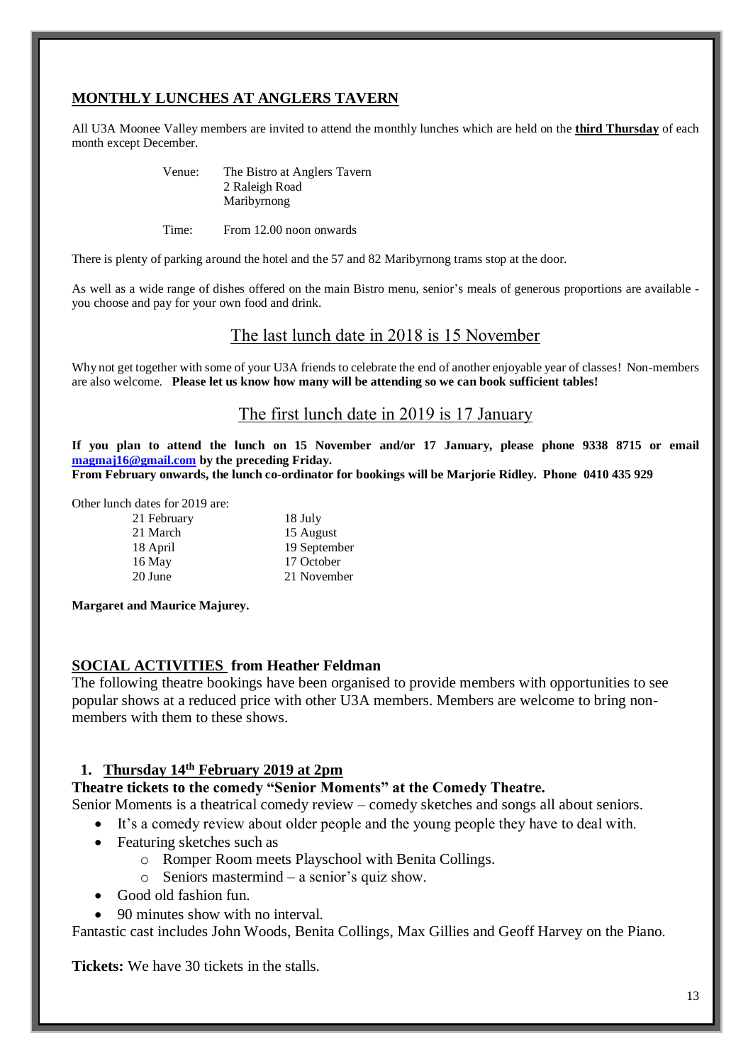## MONTHLY LUNCHES AT ANGLERS TAVERN

All U3A Moonee Valley members are invited to attend the monthly lunches which are held on the **third Thursday** of each month except December.

Venue: The Bistro at Anglers Tavern
2 Raleigh Road
Maribyrnong

Time: From 12.00 noon onwards

There is plenty of parking around the hotel and the 57 and 82 Maribyrnong trams stop at the door.

As well as a wide range of dishes offered on the main Bistro menu, senior's meals of generous proportions are available - you choose and pay for your own food and drink.

### The last lunch date in 2018 is 15 November

Why not get together with some of your U3A friends to celebrate the end of another enjoyable year of classes! Non-members are also welcome. **Please let us know how many will be attending so we can book sufficient tables!**

### The first lunch date in 2019 is 17 January

**If you plan to attend the lunch on 15 November and/or 17 January, please phone 9338 8715 or email magmaj16@gmail.com by the preceding Friday.**
**From February onwards, the lunch co-ordinator for bookings will be Marjorie Ridley. Phone 0410 435 929**

Other lunch dates for 2019 are:

| | |
|---|---|
| 21 February | 18 July |
| 21 March | 15 August |
| 18 April | 19 September |
| 16 May | 17 October |
| 20 June | 21 November |

**Margaret and Maurice Majurey.**

## SOCIAL ACTIVITIES from Heather Feldman

The following theatre bookings have been organised to provide members with opportunities to see popular shows at a reduced price with other U3A members. Members are welcome to bring non-members with them to these shows.

### 1. Thursday 14th February 2019 at 2pm

**Theatre tickets to the comedy "Senior Moments" at the Comedy Theatre.**

Senior Moments is a theatrical comedy review – comedy sketches and songs all about seniors.

- It's a comedy review about older people and the young people they have to deal with.
- Featuring sketches such as
  - Romper Room meets Playschool with Benita Collings.
  - Seniors mastermind – a senior's quiz show.
- Good old fashion fun.
- 90 minutes show with no interval.

Fantastic cast includes John Woods, Benita Collings, Max Gillies and Geoff Harvey on the Piano.

**Tickets:** We have 30 tickets in the stalls.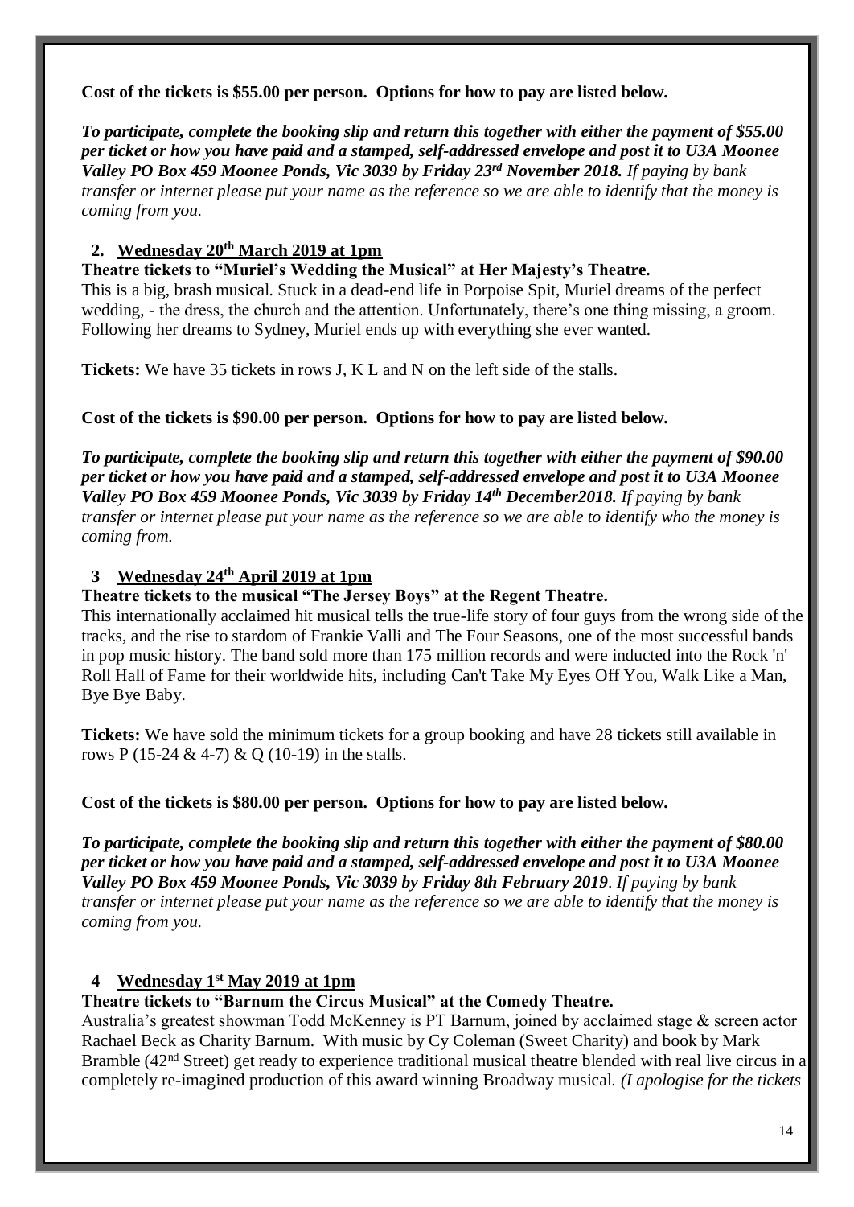**Cost of the tickets is $55.00 per person. Options for how to pay are listed below.**

***To participate, complete the booking slip and return this together with either the payment of $55.00 per ticket or how you have paid and a stamped, self-addressed envelope and post it to U3A Moonee Valley PO Box 459 Moonee Ponds, Vic 3039 by Friday 23rd November 2018.*** *If paying by bank transfer or internet please put your name as the reference so we are able to identify that the money is coming from you.*

**2. Wednesday 20th March 2019 at 1pm**

**Theatre tickets to "Muriel's Wedding the Musical" at Her Majesty's Theatre.**

This is a big, brash musical. Stuck in a dead-end life in Porpoise Spit, Muriel dreams of the perfect wedding, - the dress, the church and the attention. Unfortunately, there's one thing missing, a groom. Following her dreams to Sydney, Muriel ends up with everything she ever wanted.

**Tickets:** We have 35 tickets in rows J, K L and N on the left side of the stalls.

**Cost of the tickets is $90.00 per person. Options for how to pay are listed below.**

***To participate, complete the booking slip and return this together with either the payment of $90.00 per ticket or how you have paid and a stamped, self-addressed envelope and post it to U3A Moonee Valley PO Box 459 Moonee Ponds, Vic 3039 by Friday 14th December2018.*** *If paying by bank transfer or internet please put your name as the reference so we are able to identify who the money is coming from.*

**3 Wednesday 24th April 2019 at 1pm**

**Theatre tickets to the musical "The Jersey Boys" at the Regent Theatre.**

This internationally acclaimed hit musical tells the true-life story of four guys from the wrong side of the tracks, and the rise to stardom of Frankie Valli and The Four Seasons, one of the most successful bands in pop music history. The band sold more than 175 million records and were inducted into the Rock 'n' Roll Hall of Fame for their worldwide hits, including Can't Take My Eyes Off You, Walk Like a Man, Bye Bye Baby.

**Tickets:** We have sold the minimum tickets for a group booking and have 28 tickets still available in rows P (15-24 & 4-7) & Q (10-19) in the stalls.

**Cost of the tickets is $80.00 per person. Options for how to pay are listed below.**

***To participate, complete the booking slip and return this together with either the payment of $80.00 per ticket or how you have paid and a stamped, self-addressed envelope and post it to U3A Moonee Valley PO Box 459 Moonee Ponds, Vic 3039 by Friday 8th February 2019***. *If paying by bank transfer or internet please put your name as the reference so we are able to identify that the money is coming from you.*

**4 Wednesday 1st May 2019 at 1pm**

**Theatre tickets to "Barnum the Circus Musical" at the Comedy Theatre.**

Australia's greatest showman Todd McKenney is PT Barnum, joined by acclaimed stage & screen actor Rachael Beck as Charity Barnum. With music by Cy Coleman (Sweet Charity) and book by Mark Bramble (42nd Street) get ready to experience traditional musical theatre blended with real live circus in a completely re-imagined production of this award winning Broadway musical. *(I apologise for the tickets*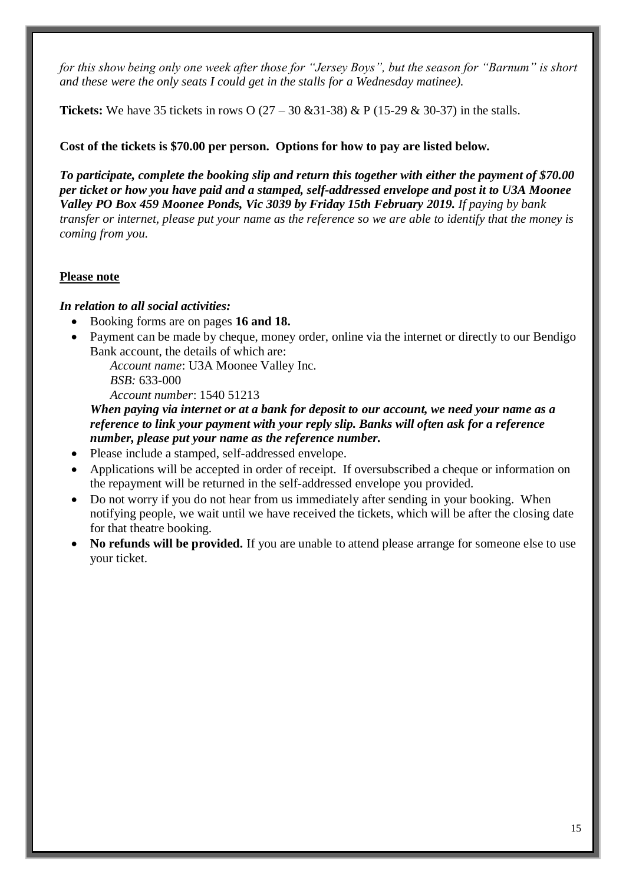*for this show being only one week after those for "Jersey Boys", but the season for "Barnum" is short and these were the only seats I could get in the stalls for a Wednesday matinee).*

**Tickets:** We have 35 tickets in rows O (27 – 30 &31-38) & P (15-29 & 30-37) in the stalls.

**Cost of the tickets is $70.00 per person. Options for how to pay are listed below.**

***To participate, complete the booking slip and return this together with either the payment of $70.00 per ticket or how you have paid and a stamped, self-addressed envelope and post it to U3A Moonee Valley PO Box 459 Moonee Ponds, Vic 3039 by Friday 15th February 2019.*** *If paying by bank transfer or internet, please put your name as the reference so we are able to identify that the money is coming from you.*

**Please note**

***In relation to all social activities:***

- Booking forms are on pages **16 and 18.**
- Payment can be made by cheque, money order, online via the internet or directly to our Bendigo Bank account, the details of which are:

  *Account name*: U3A Moonee Valley Inc.
  *BSB:* 633-000
  *Account number*: 1540 51213

  ***When paying via internet or at a bank for deposit to our account, we need your name as a reference to link your payment with your reply slip. Banks will often ask for a reference number, please put your name as the reference number.***
- Please include a stamped, self-addressed envelope.
- Applications will be accepted in order of receipt. If oversubscribed a cheque or information on the repayment will be returned in the self-addressed envelope you provided.
- Do not worry if you do not hear from us immediately after sending in your booking. When notifying people, we wait until we have received the tickets, which will be after the closing date for that theatre booking.
- **No refunds will be provided.** If you are unable to attend please arrange for someone else to use your ticket.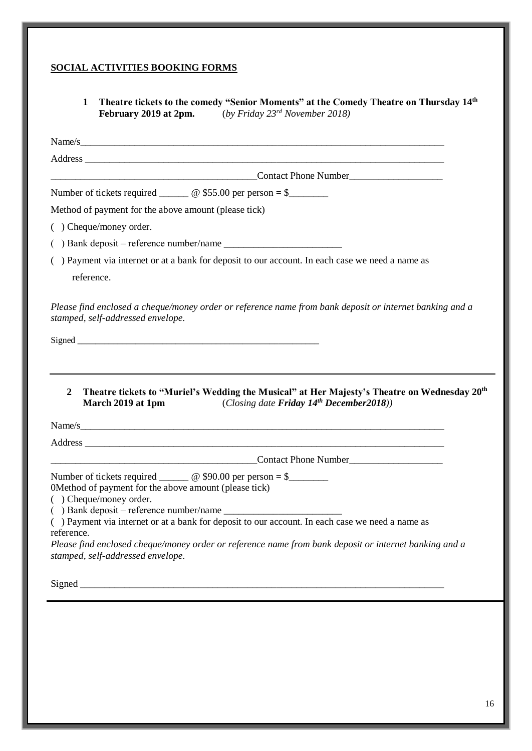## SOCIAL ACTIVITIES BOOKING FORMS

### 1 Theatre tickets to the comedy "Senior Moments" at the Comedy Theatre on Thursday 14th February 2019 at 2pm. (*by Friday 23rd November 2018)*

Name/s______________________________________________________________________________

Address _____________________________________________________________________________

___________________________________________Contact Phone Number___________________

Number of tickets required ______ @ $55.00 per person = $________

Method of payment for the above amount (please tick)

( ) Cheque/money order.

( ) Bank deposit – reference number/name ________________________

( ) Payment via internet or at a bank for deposit to our account. In each case we need a name as reference.

*Please find enclosed a cheque/money order or reference name from bank deposit or internet banking and a stamped, self-addressed envelope.*

Signed ______________________________________________________

---

### 2 Theatre tickets to "Muriel's Wedding the Musical" at Her Majesty's Theatre on Wednesday 20th March 2019 at 1pm (*Closing date **Friday 14th December2018**))*

Name/s______________________________________________________________________________

Address _____________________________________________________________________________

___________________________________________Contact Phone Number___________________

Number of tickets required ______ @ $90.00 per person = $________

0Method of payment for the above amount (please tick)

( ) Cheque/money order.

( ) Bank deposit – reference number/name ________________________

( ) Payment via internet or at a bank for deposit to our account. In each case we need a name as reference.

*Please find enclosed cheque/money order or reference name from bank deposit or internet banking and a stamped, self-addressed envelope.*

Signed ______________________________________________________________________________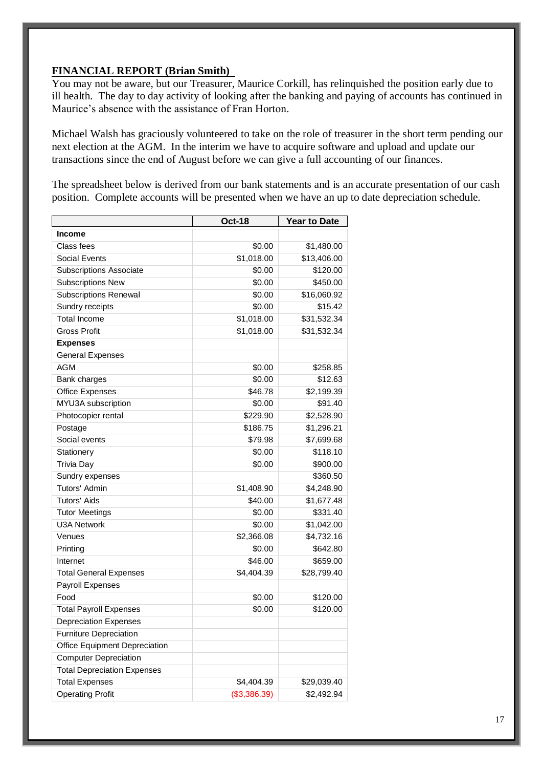## FINANCIAL REPORT (Brian Smith)

You may not be aware, but our Treasurer, Maurice Corkill, has relinquished the position early due to ill health. The day to day activity of looking after the banking and paying of accounts has continued in Maurice's absence with the assistance of Fran Horton.

Michael Walsh has graciously volunteered to take on the role of treasurer in the short term pending our next election at the AGM. In the interim we have to acquire software and upload and update our transactions since the end of August before we can give a full accounting of our finances.

The spreadsheet below is derived from our bank statements and is an accurate presentation of our cash position. Complete accounts will be presented when we have an up to date depreciation schedule.

| | Oct-18 | Year to Date |
|---|---|---|
| **Income** | | |
| Class fees | $0.00 | $1,480.00 |
| Social Events | $1,018.00 | $13,406.00 |
| Subscriptions Associate | $0.00 | $120.00 |
| Subscriptions New | $0.00 | $450.00 |
| Subscriptions Renewal | $0.00 | $16,060.92 |
| Sundry receipts | $0.00 | $15.42 |
| Total Income | $1,018.00 | $31,532.34 |
| Gross Profit | $1,018.00 | $31,532.34 |
| **Expenses** | | |
| General Expenses | | |
| AGM | $0.00 | $258.85 |
| Bank charges | $0.00 | $12.63 |
| Office Expenses | $46.78 | $2,199.39 |
| MYU3A subscription | $0.00 | $91.40 |
| Photocopier rental | $229.90 | $2,528.90 |
| Postage | $186.75 | $1,296.21 |
| Social events | $79.98 | $7,699.68 |
| Stationery | $0.00 | $118.10 |
| Trivia Day | $0.00 | $900.00 |
| Sundry expenses | | $360.50 |
| Tutors' Admin | $1,408.90 | $4,248.90 |
| Tutors' Aids | $40.00 | $1,677.48 |
| Tutor Meetings | $0.00 | $331.40 |
| U3A Network | $0.00 | $1,042.00 |
| Venues | $2,366.08 | $4,732.16 |
| Printing | $0.00 | $642.80 |
| Internet | $46.00 | $659.00 |
| Total General Expenses | $4,404.39 | $28,799.40 |
| Payroll Expenses | | |
| Food | $0.00 | $120.00 |
| Total Payroll Expenses | $0.00 | $120.00 |
| Depreciation Expenses | | |
| Furniture Depreciation | | |
| Office Equipment Depreciation | | |
| Computer Depreciation | | |
| Total Depreciation Expenses | | |
| Total Expenses | $4,404.39 | $29,039.40 |
| Operating Profit | ($3,386.39) | $2,492.94 |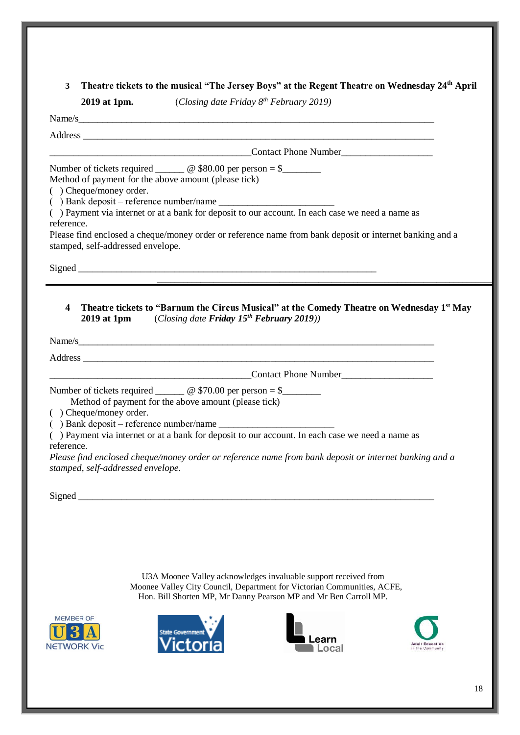**3 Theatre tickets to the musical "The Jersey Boys" at the Regent Theatre on Wednesday 24th April 2019 at 1pm.** (*Closing date Friday 8th February 2019)*

Name/s\_\_\_\_\_\_\_\_\_\_\_\_\_\_\_\_\_\_\_\_\_\_\_\_\_\_\_\_\_\_\_\_\_\_\_\_\_\_\_\_\_\_\_\_\_\_\_\_\_\_\_\_\_\_\_\_\_\_\_\_\_\_\_\_\_\_

Address \_\_\_\_\_\_\_\_\_\_\_\_\_\_\_\_\_\_\_\_\_\_\_\_\_\_\_\_\_\_\_\_\_\_\_\_\_\_\_\_\_\_\_\_\_\_\_\_\_\_\_\_\_\_\_\_\_\_\_\_\_\_\_\_\_\_

\_\_\_\_\_\_\_\_\_\_\_\_\_\_\_\_\_\_\_\_\_\_\_\_\_\_\_\_\_\_\_\_\_\_\_\_\_\_Contact Phone Number\_\_\_\_\_\_\_\_\_\_\_\_\_\_\_\_\_\_

Number of tickets required \_\_\_\_\_\_ @ $80.00 per person = $\_\_\_\_\_\_\_\_
Method of payment for the above amount (please tick)
(  ) Cheque/money order.
(  ) Bank deposit – reference number/name \_\_\_\_\_\_\_\_\_\_\_\_\_\_\_\_\_\_\_\_\_\_\_\_
(  ) Payment via internet or at a bank for deposit to our account. In each case we need a name as reference.
Please find enclosed a cheque/money order or reference name from bank deposit or internet banking and a stamped, self-addressed envelope.

Signed \_\_\_\_\_\_\_\_\_\_\_\_\_\_\_\_\_\_\_\_\_\_\_\_\_\_\_\_\_\_\_\_\_\_\_\_\_\_\_\_\_\_\_\_\_\_\_\_\_\_\_\_\_\_\_\_\_\_\_\_\_\_

---

**4 Theatre tickets to "Barnum the Circus Musical" at the Comedy Theatre on Wednesday 1st May 2019 at 1pm** (*Closing date **Friday 15th February 2019**))*

Name/s\_\_\_\_\_\_\_\_\_\_\_\_\_\_\_\_\_\_\_\_\_\_\_\_\_\_\_\_\_\_\_\_\_\_\_\_\_\_\_\_\_\_\_\_\_\_\_\_\_\_\_\_\_\_\_\_\_\_\_\_\_\_\_\_\_\_

Address \_\_\_\_\_\_\_\_\_\_\_\_\_\_\_\_\_\_\_\_\_\_\_\_\_\_\_\_\_\_\_\_\_\_\_\_\_\_\_\_\_\_\_\_\_\_\_\_\_\_\_\_\_\_\_\_\_\_\_\_\_\_\_\_\_\_

\_\_\_\_\_\_\_\_\_\_\_\_\_\_\_\_\_\_\_\_\_\_\_\_\_\_\_\_\_\_\_\_\_\_\_\_\_\_Contact Phone Number\_\_\_\_\_\_\_\_\_\_\_\_\_\_\_\_\_\_

Number of tickets required \_\_\_\_\_\_ @ $70.00 per person = $\_\_\_\_\_\_\_\_
Method of payment for the above amount (please tick)
(  ) Cheque/money order.
(  ) Bank deposit – reference number/name \_\_\_\_\_\_\_\_\_\_\_\_\_\_\_\_\_\_\_\_\_\_\_\_
(  ) Payment via internet or at a bank for deposit to our account. In each case we need a name as reference.
*Please find enclosed cheque/money order or reference name from bank deposit or internet banking and a stamped, self-addressed envelope.*

Signed \_\_\_\_\_\_\_\_\_\_\_\_\_\_\_\_\_\_\_\_\_\_\_\_\_\_\_\_\_\_\_\_\_\_\_\_\_\_\_\_\_\_\_\_\_\_\_\_\_\_\_\_\_\_\_\_\_\_\_\_\_\_\_\_\_\_

U3A Moonee Valley acknowledges invaluable support received from Moonee Valley City Council, Department for Victorian Communities, ACFE, Hon. Bill Shorten MP, Mr Danny Pearson MP and Mr Ben Carroll MP.

MEMBER OF U3A NETWORK Vic

State Government Victoria

Learn Local

Adult Education in the Community